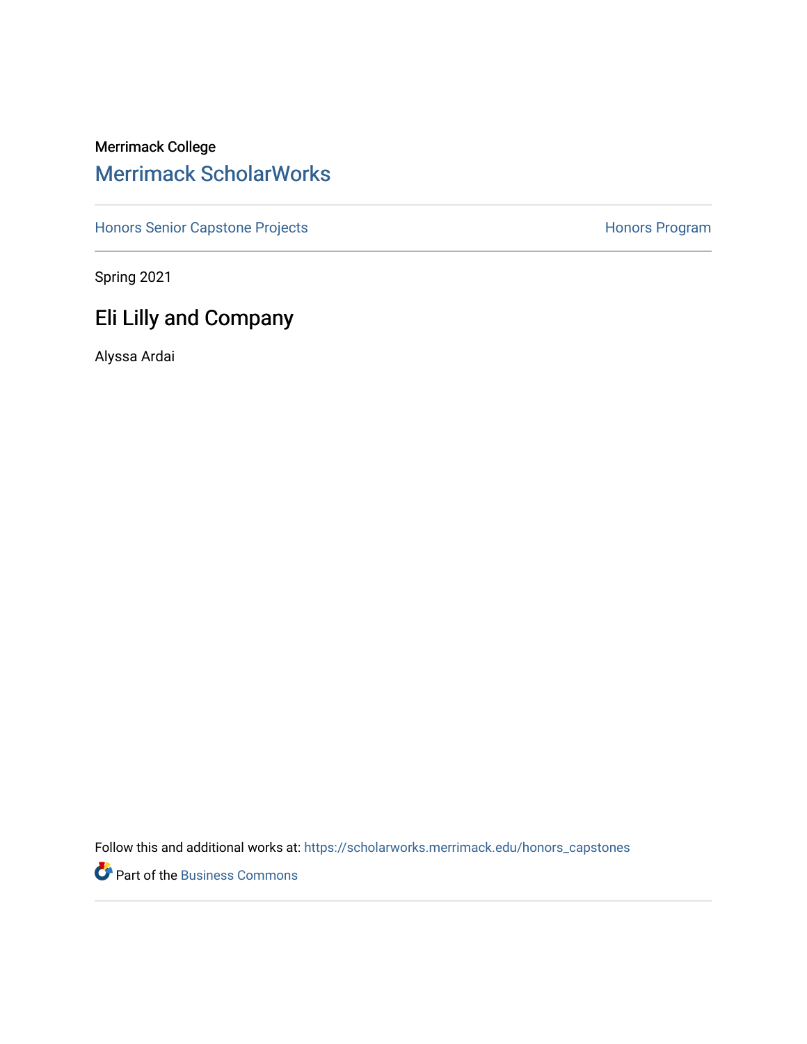Merrimack College

# Merrimack ScholarWorks

Honors Senior Capstone Projects | Honors Program

Spring 2021

## Eli Lilly and Company

Alyssa Ardai

Follow this and additional works at: https://scholarworks.merrimack.edu/honors_capstones

Part of the Business Commons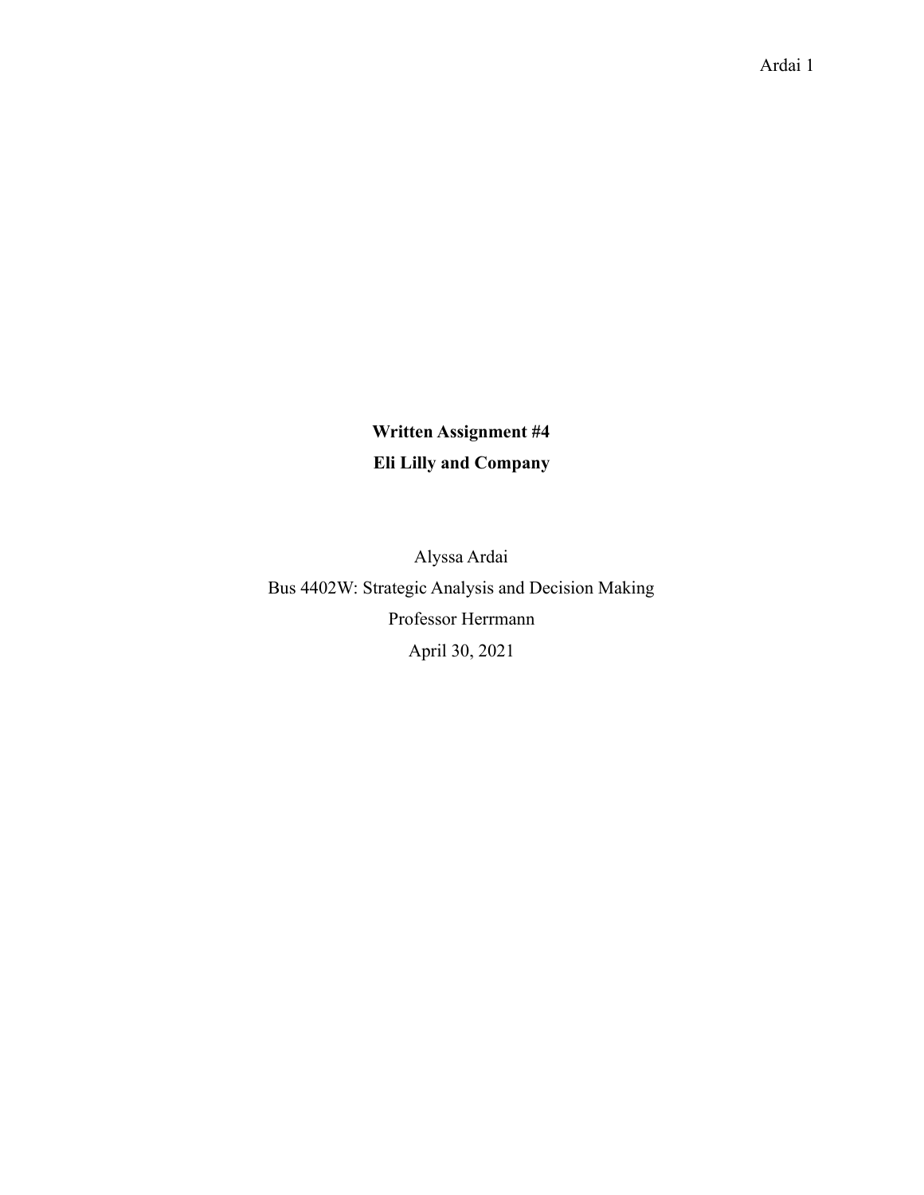**Written Assignment #4**

**Eli Lilly and Company**

Alyssa Ardai

Bus 4402W: Strategic Analysis and Decision Making

Professor Herrmann

April 30, 2021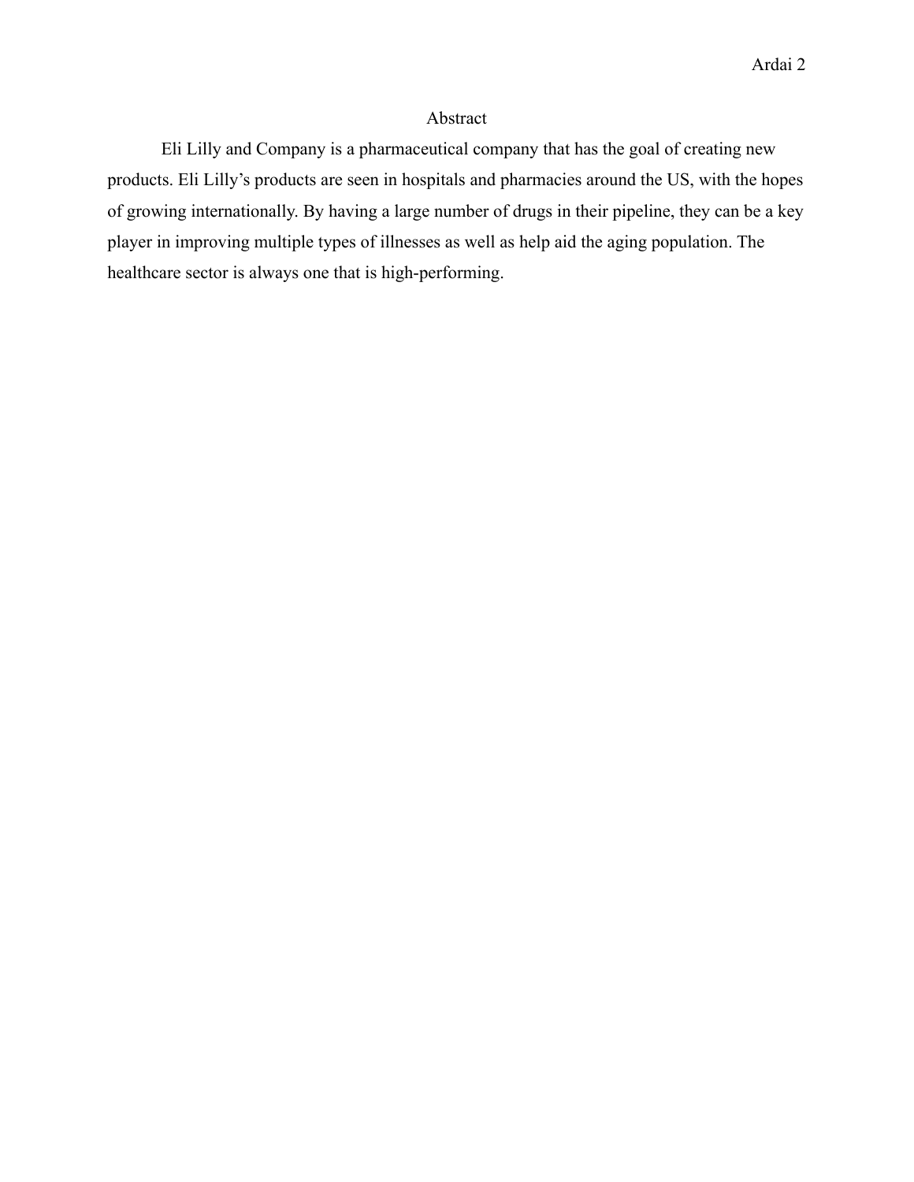## Abstract

Eli Lilly and Company is a pharmaceutical company that has the goal of creating new products. Eli Lilly's products are seen in hospitals and pharmacies around the US, with the hopes of growing internationally. By having a large number of drugs in their pipeline, they can be a key player in improving multiple types of illnesses as well as help aid the aging population. The healthcare sector is always one that is high-performing.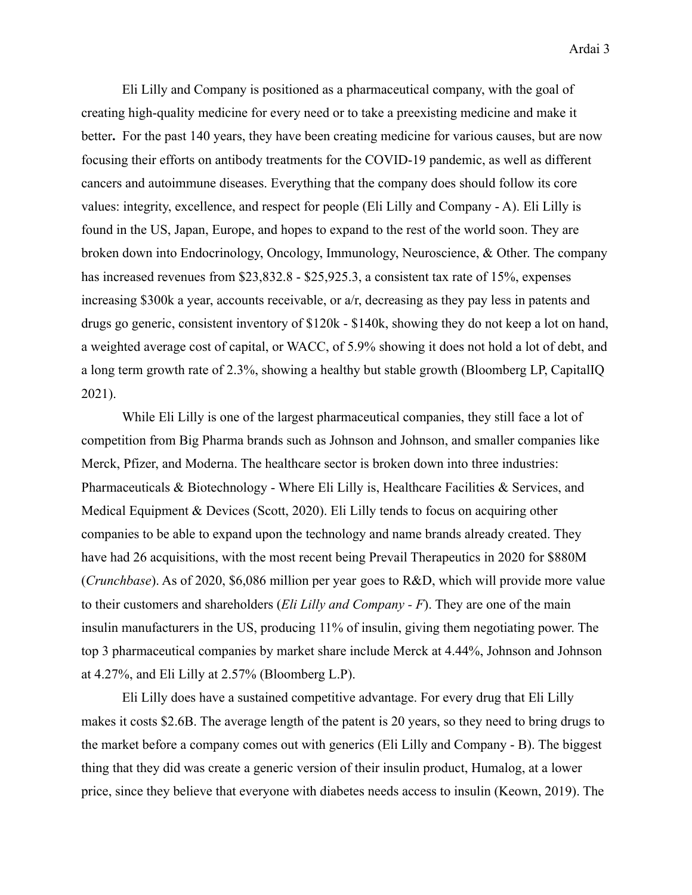Eli Lilly and Company is positioned as a pharmaceutical company, with the goal of creating high-quality medicine for every need or to take a preexisting medicine and make it better**.** For the past 140 years, they have been creating medicine for various causes, but are now focusing their efforts on antibody treatments for the COVID-19 pandemic, as well as different cancers and autoimmune diseases. Everything that the company does should follow its core values: integrity, excellence, and respect for people (Eli Lilly and Company - A). Eli Lilly is found in the US, Japan, Europe, and hopes to expand to the rest of the world soon. They are broken down into Endocrinology, Oncology, Immunology, Neuroscience, & Other. The company has increased revenues from $23,832.8 - $25,925.3, a consistent tax rate of 15%, expenses increasing $300k a year, accounts receivable, or a/r, decreasing as they pay less in patents and drugs go generic, consistent inventory of $120k - $140k, showing they do not keep a lot on hand, a weighted average cost of capital, or WACC, of 5.9% showing it does not hold a lot of debt, and a long term growth rate of 2.3%, showing a healthy but stable growth (Bloomberg LP, CapitalIQ 2021).

While Eli Lilly is one of the largest pharmaceutical companies, they still face a lot of competition from Big Pharma brands such as Johnson and Johnson, and smaller companies like Merck, Pfizer, and Moderna. The healthcare sector is broken down into three industries: Pharmaceuticals & Biotechnology - Where Eli Lilly is, Healthcare Facilities & Services, and Medical Equipment & Devices (Scott, 2020). Eli Lilly tends to focus on acquiring other companies to be able to expand upon the technology and name brands already created. They have had 26 acquisitions, with the most recent being Prevail Therapeutics in 2020 for $880M (*Crunchbase*). As of 2020, $6,086 million per year goes to R&D, which will provide more value to their customers and shareholders (*Eli Lilly and Company - F*). They are one of the main insulin manufacturers in the US, producing 11% of insulin, giving them negotiating power. The top 3 pharmaceutical companies by market share include Merck at 4.44%, Johnson and Johnson at 4.27%, and Eli Lilly at 2.57% (Bloomberg L.P).

Eli Lilly does have a sustained competitive advantage. For every drug that Eli Lilly makes it costs $2.6B. The average length of the patent is 20 years, so they need to bring drugs to the market before a company comes out with generics (Eli Lilly and Company - B). The biggest thing that they did was create a generic version of their insulin product, Humalog, at a lower price, since they believe that everyone with diabetes needs access to insulin (Keown, 2019). The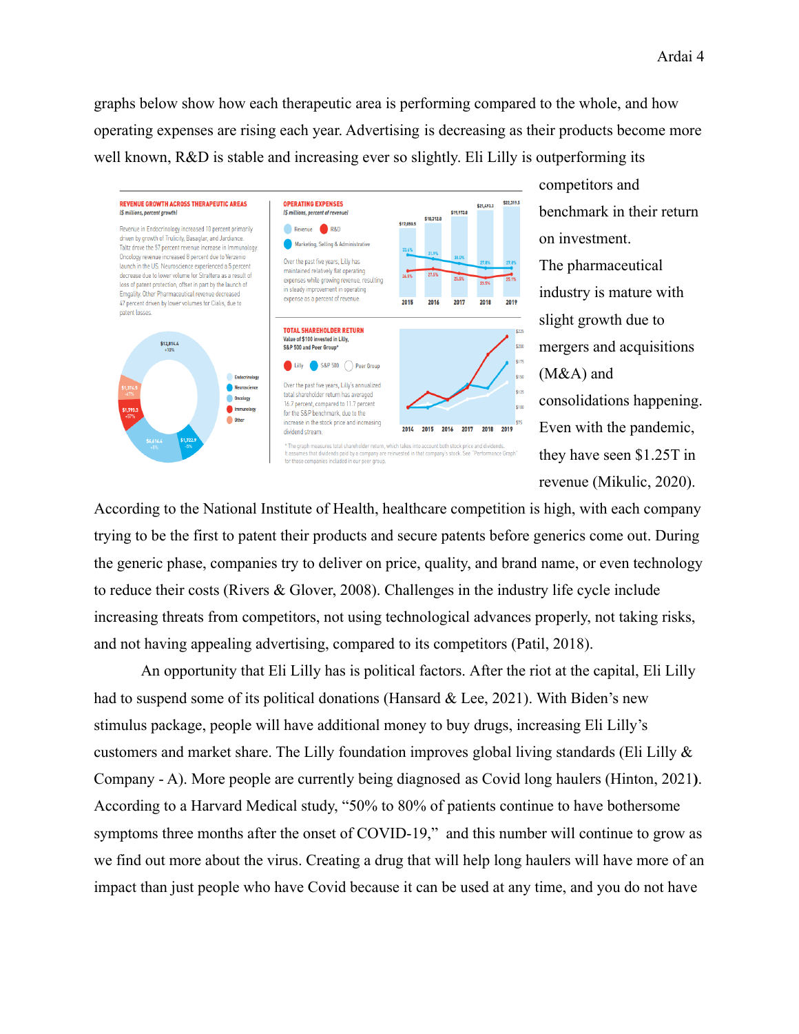graphs below show how each therapeutic area is performing compared to the whole, and how operating expenses are rising each year. Advertising is decreasing as their products become more well known, R&D is stable and increasing ever so slightly. Eli Lilly is outperforming its competitors and benchmark in their return on investment. The pharmaceutical industry is mature with slight growth due to mergers and acquisitions (M&A) and consolidations happening. Even with the pandemic, they have seen $1.25T in revenue (Mikulic, 2020). According to the National Institute of Health, healthcare competition is high, with each company trying to be the first to patent their products and secure patents before generics come out. During the generic phase, companies try to deliver on price, quality, and brand name, or even technology to reduce their costs (Rivers & Glover, 2008). Challenges in the industry life cycle include increasing threats from competitors, not using technological advances properly, not taking risks, and not having appealing advertising, compared to its competitors (Patil, 2018).

An opportunity that Eli Lilly has is political factors. After the riot at the capital, Eli Lilly had to suspend some of its political donations (Hansard & Lee, 2021). With Biden's new stimulus package, people will have additional money to buy drugs, increasing Eli Lilly's customers and market share. The Lilly foundation improves global living standards (Eli Lilly & Company - A). More people are currently being diagnosed as Covid long haulers (Hinton, 2021**)**. According to a Harvard Medical study, "50% to 80% of patients continue to have bothersome symptoms three months after the onset of COVID-19," and this number will continue to grow as we find out more about the virus. Creating a drug that will help long haulers will have more of an impact than just people who have Covid because it can be used at any time, and you do not have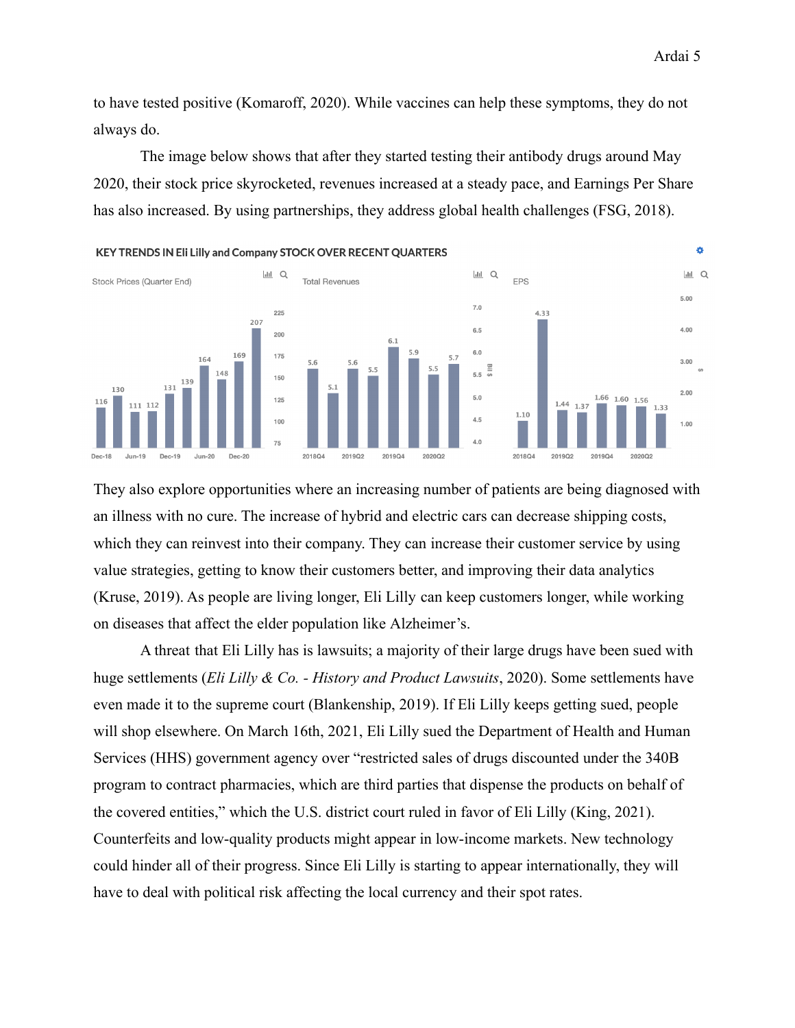to have tested positive (Komaroff, 2020). While vaccines can help these symptoms, they do not always do.

The image below shows that after they started testing their antibody drugs around May 2020, their stock price skyrocketed, revenues increased at a steady pace, and Earnings Per Share has also increased. By using partnerships, they address global health challenges (FSG, 2018).

They also explore opportunities where an increasing number of patients are being diagnosed with an illness with no cure. The increase of hybrid and electric cars can decrease shipping costs, which they can reinvest into their company. They can increase their customer service by using value strategies, getting to know their customers better, and improving their data analytics (Kruse, 2019). As people are living longer, Eli Lilly can keep customers longer, while working on diseases that affect the elder population like Alzheimer's.

A threat that Eli Lilly has is lawsuits; a majority of their large drugs have been sued with huge settlements (*Eli Lilly & Co. - History and Product Lawsuits*, 2020). Some settlements have even made it to the supreme court (Blankenship, 2019). If Eli Lilly keeps getting sued, people will shop elsewhere. On March 16th, 2021, Eli Lilly sued the Department of Health and Human Services (HHS) government agency over "restricted sales of drugs discounted under the 340B program to contract pharmacies, which are third parties that dispense the products on behalf of the covered entities," which the U.S. district court ruled in favor of Eli Lilly (King, 2021). Counterfeits and low-quality products might appear in low-income markets. New technology could hinder all of their progress. Since Eli Lilly is starting to appear internationally, they will have to deal with political risk affecting the local currency and their spot rates.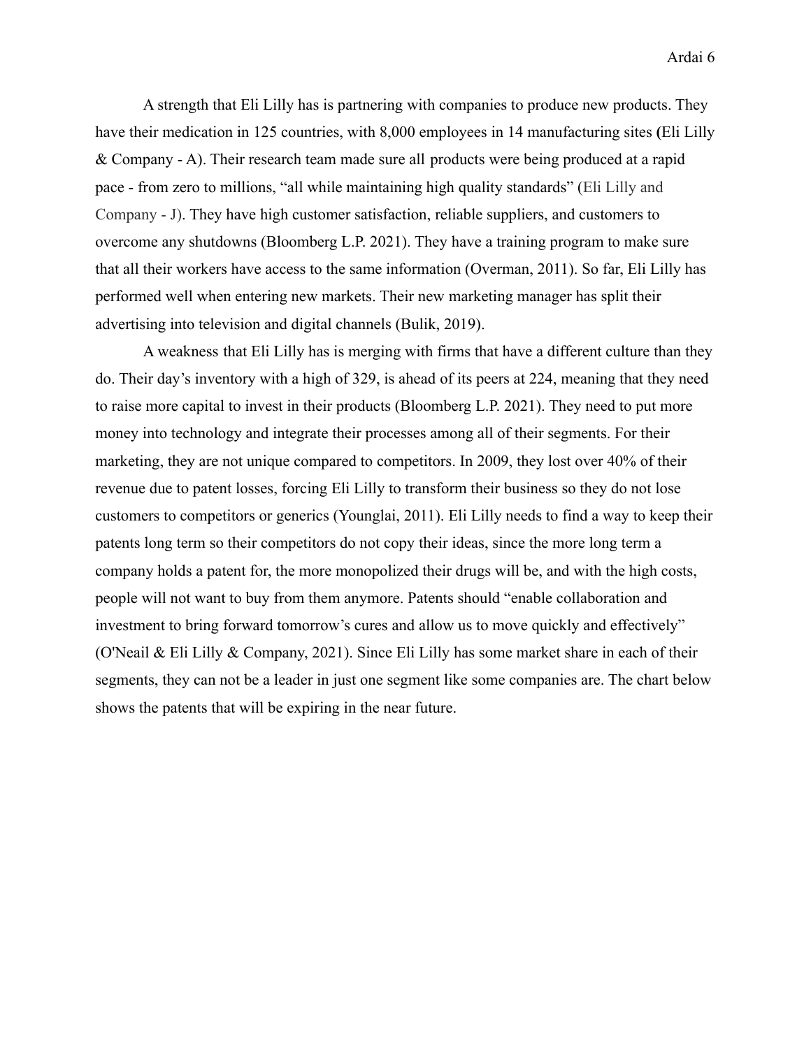A strength that Eli Lilly has is partnering with companies to produce new products. They have their medication in 125 countries, with 8,000 employees in 14 manufacturing sites **(**Eli Lilly & Company - A). Their research team made sure all products were being produced at a rapid pace - from zero to millions, "all while maintaining high quality standards" (Eli Lilly and Company - J). They have high customer satisfaction, reliable suppliers, and customers to overcome any shutdowns (Bloomberg L.P. 2021). They have a training program to make sure that all their workers have access to the same information (Overman, 2011). So far, Eli Lilly has performed well when entering new markets. Their new marketing manager has split their advertising into television and digital channels (Bulik, 2019).

A weakness that Eli Lilly has is merging with firms that have a different culture than they do. Their day's inventory with a high of 329, is ahead of its peers at 224, meaning that they need to raise more capital to invest in their products (Bloomberg L.P. 2021). They need to put more money into technology and integrate their processes among all of their segments. For their marketing, they are not unique compared to competitors. In 2009, they lost over 40% of their revenue due to patent losses, forcing Eli Lilly to transform their business so they do not lose customers to competitors or generics (Younglai, 2011). Eli Lilly needs to find a way to keep their patents long term so their competitors do not copy their ideas, since the more long term a company holds a patent for, the more monopolized their drugs will be, and with the high costs, people will not want to buy from them anymore. Patents should "enable collaboration and investment to bring forward tomorrow's cures and allow us to move quickly and effectively" (O'Neail & Eli Lilly & Company, 2021). Since Eli Lilly has some market share in each of their segments, they can not be a leader in just one segment like some companies are. The chart below shows the patents that will be expiring in the near future.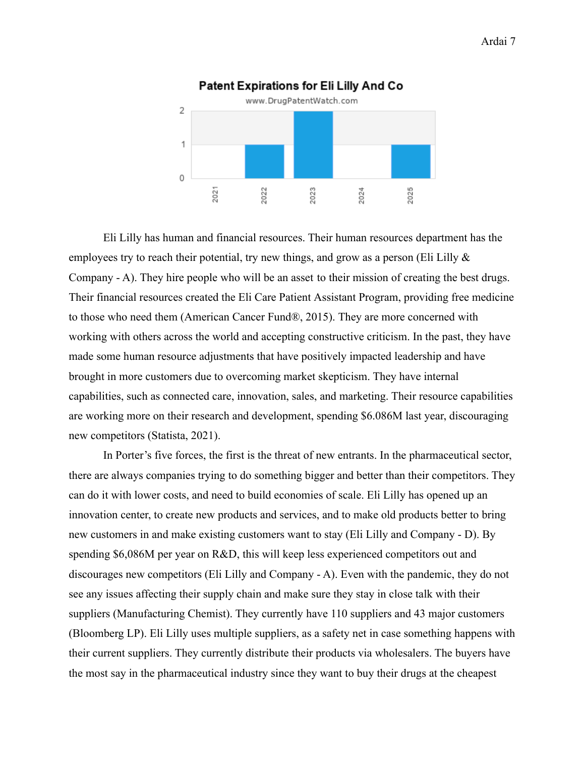**Patent Expirations for Eli Lilly And Co**

www.DrugPatentWatch.com

Eli Lilly has human and financial resources. Their human resources department has the employees try to reach their potential, try new things, and grow as a person (Eli Lilly & Company - A). They hire people who will be an asset to their mission of creating the best drugs. Their financial resources created the Eli Care Patient Assistant Program, providing free medicine to those who need them (American Cancer Fund®, 2015). They are more concerned with working with others across the world and accepting constructive criticism. In the past, they have made some human resource adjustments that have positively impacted leadership and have brought in more customers due to overcoming market skepticism. They have internal capabilities, such as connected care, innovation, sales, and marketing. Their resource capabilities are working more on their research and development, spending $6.086M last year, discouraging new competitors (Statista, 2021).

In Porter's five forces, the first is the threat of new entrants. In the pharmaceutical sector, there are always companies trying to do something bigger and better than their competitors. They can do it with lower costs, and need to build economies of scale. Eli Lilly has opened up an innovation center, to create new products and services, and to make old products better to bring new customers in and make existing customers want to stay (Eli Lilly and Company - D). By spending $6,086M per year on R&D, this will keep less experienced competitors out and discourages new competitors (Eli Lilly and Company - A). Even with the pandemic, they do not see any issues affecting their supply chain and make sure they stay in close talk with their suppliers (Manufacturing Chemist). They currently have 110 suppliers and 43 major customers (Bloomberg LP). Eli Lilly uses multiple suppliers, as a safety net in case something happens with their current suppliers. They currently distribute their products via wholesalers. The buyers have the most say in the pharmaceutical industry since they want to buy their drugs at the cheapest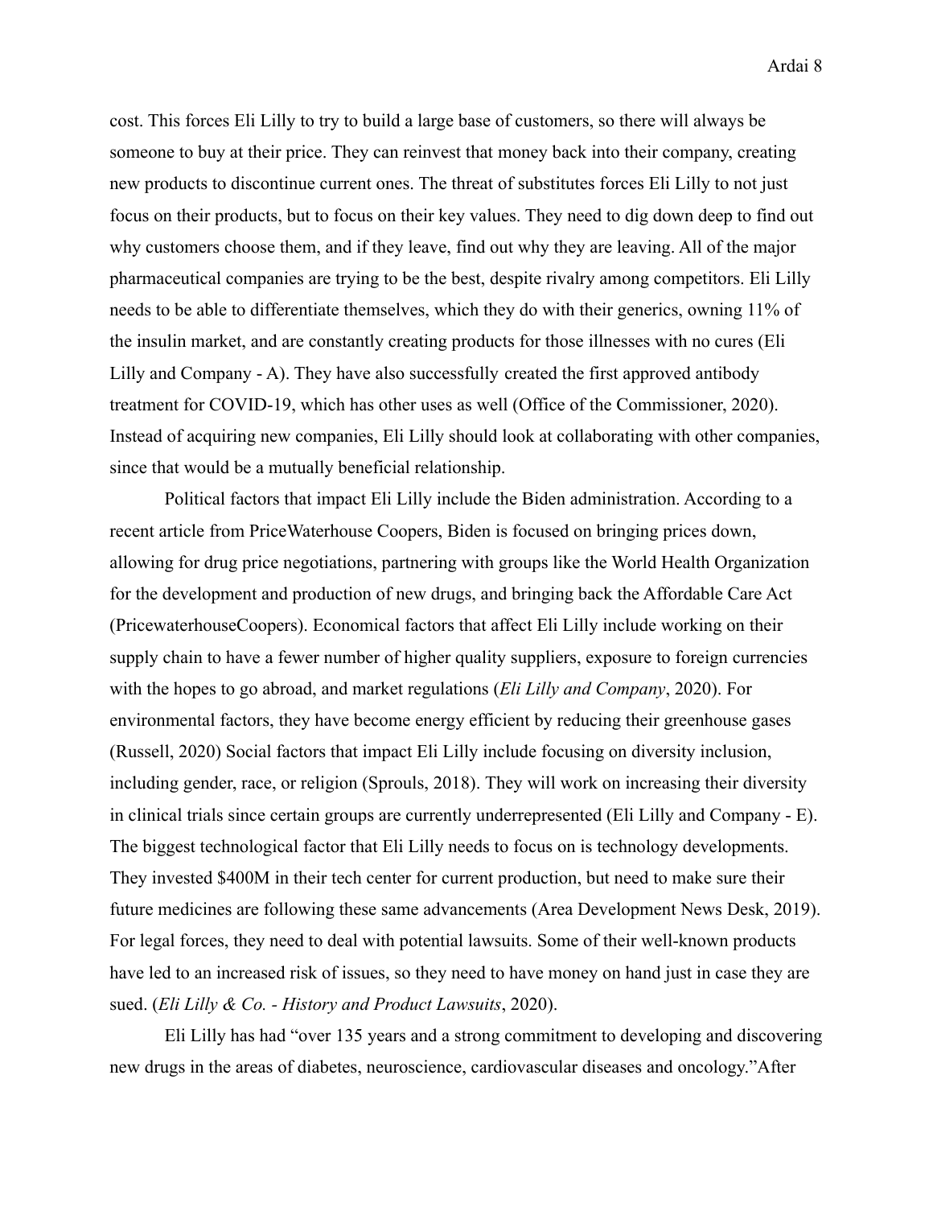cost. This forces Eli Lilly to try to build a large base of customers, so there will always be someone to buy at their price. They can reinvest that money back into their company, creating new products to discontinue current ones. The threat of substitutes forces Eli Lilly to not just focus on their products, but to focus on their key values. They need to dig down deep to find out why customers choose them, and if they leave, find out why they are leaving. All of the major pharmaceutical companies are trying to be the best, despite rivalry among competitors. Eli Lilly needs to be able to differentiate themselves, which they do with their generics, owning 11% of the insulin market, and are constantly creating products for those illnesses with no cures (Eli Lilly and Company - A). They have also successfully created the first approved antibody treatment for COVID-19, which has other uses as well (Office of the Commissioner, 2020). Instead of acquiring new companies, Eli Lilly should look at collaborating with other companies, since that would be a mutually beneficial relationship.

Political factors that impact Eli Lilly include the Biden administration. According to a recent article from PriceWaterhouse Coopers, Biden is focused on bringing prices down, allowing for drug price negotiations, partnering with groups like the World Health Organization for the development and production of new drugs, and bringing back the Affordable Care Act (PricewaterhouseCoopers). Economical factors that affect Eli Lilly include working on their supply chain to have a fewer number of higher quality suppliers, exposure to foreign currencies with the hopes to go abroad, and market regulations (*Eli Lilly and Company*, 2020). For environmental factors, they have become energy efficient by reducing their greenhouse gases (Russell, 2020) Social factors that impact Eli Lilly include focusing on diversity inclusion, including gender, race, or religion (Sprouls, 2018). They will work on increasing their diversity in clinical trials since certain groups are currently underrepresented (Eli Lilly and Company - E). The biggest technological factor that Eli Lilly needs to focus on is technology developments. They invested $400M in their tech center for current production, but need to make sure their future medicines are following these same advancements (Area Development News Desk, 2019). For legal forces, they need to deal with potential lawsuits. Some of their well-known products have led to an increased risk of issues, so they need to have money on hand just in case they are sued. (*Eli Lilly & Co. - History and Product Lawsuits*, 2020).

Eli Lilly has had "over 135 years and a strong commitment to developing and discovering new drugs in the areas of diabetes, neuroscience, cardiovascular diseases and oncology."After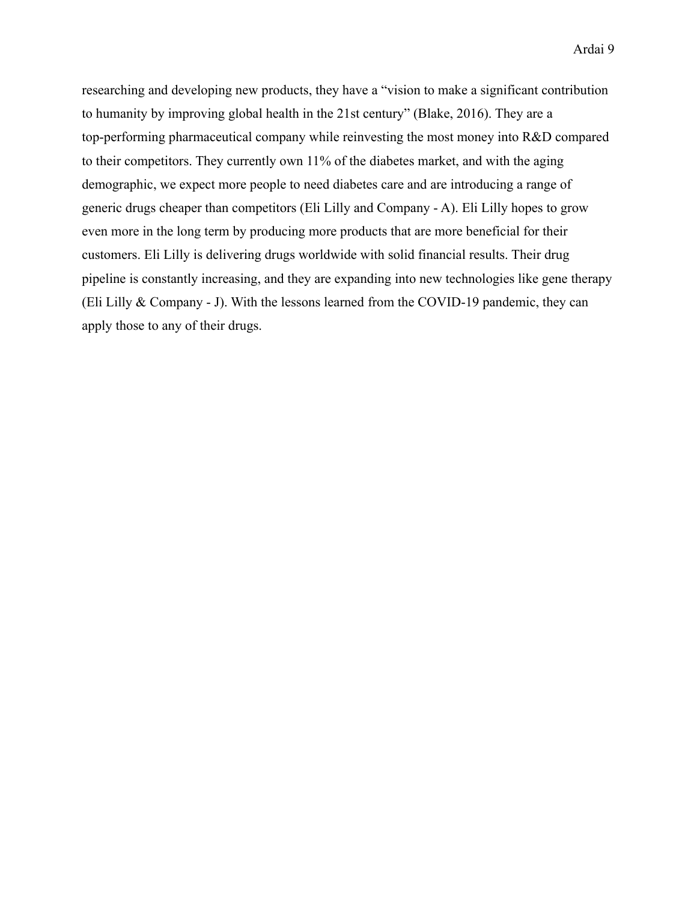researching and developing new products, they have a “vision to make a significant contribution to humanity by improving global health in the 21st century” (Blake, 2016). They are a top-performing pharmaceutical company while reinvesting the most money into R&D compared to their competitors. They currently own 11% of the diabetes market, and with the aging demographic, we expect more people to need diabetes care and are introducing a range of generic drugs cheaper than competitors (Eli Lilly and Company - A). Eli Lilly hopes to grow even more in the long term by producing more products that are more beneficial for their customers. Eli Lilly is delivering drugs worldwide with solid financial results. Their drug pipeline is constantly increasing, and they are expanding into new technologies like gene therapy (Eli Lilly & Company - J). With the lessons learned from the COVID-19 pandemic, they can apply those to any of their drugs.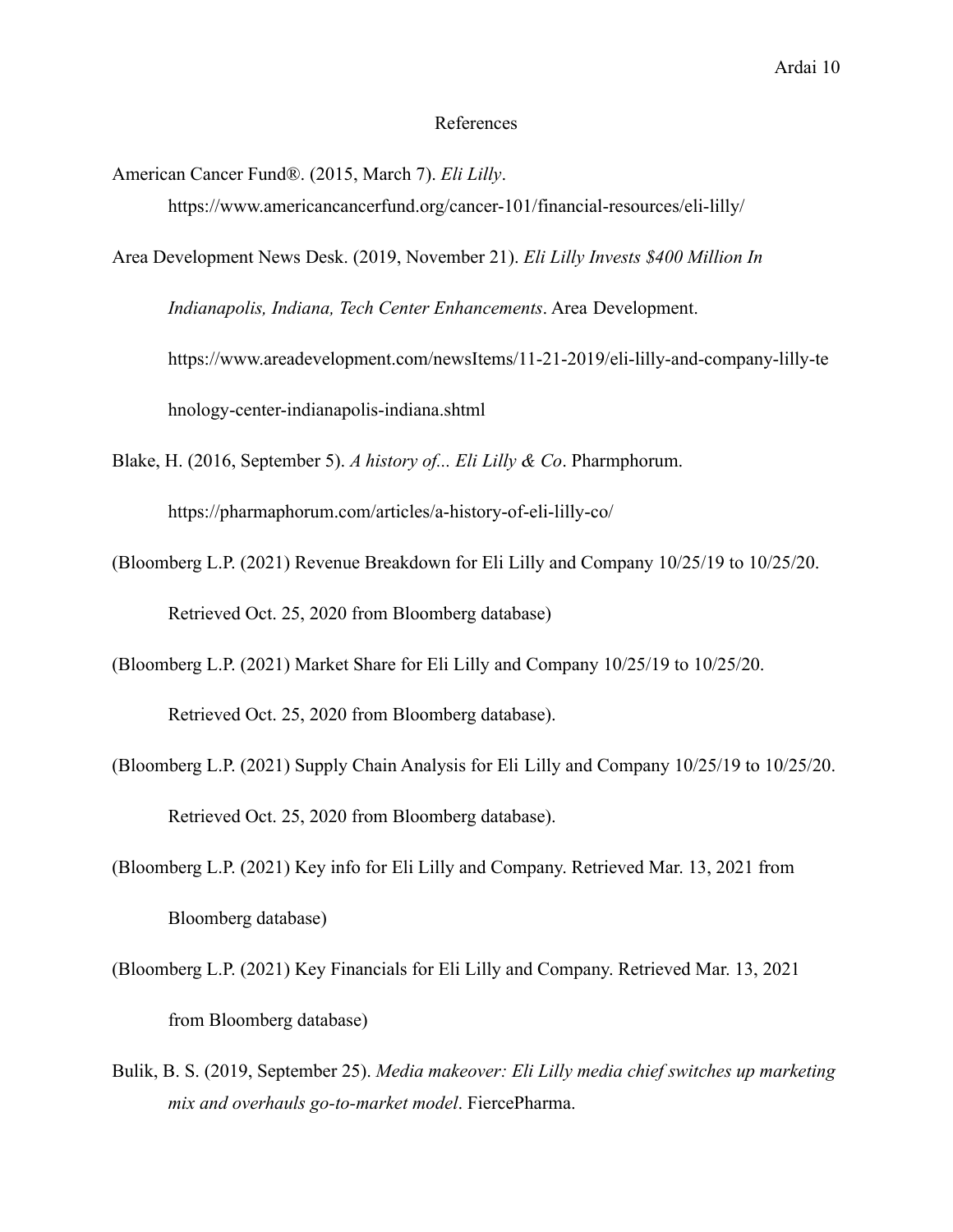# References

American Cancer Fund®. (2015, March 7). *Eli Lilly*. https://www.americancancerfund.org/cancer-101/financial-resources/eli-lilly/

Area Development News Desk. (2019, November 21). *Eli Lilly Invests $400 Million In Indianapolis, Indiana, Tech Center Enhancements*. Area Development. https://www.areadevelopment.com/newsItems/11-21-2019/eli-lilly-and-company-lilly-tehnology-center-indianapolis-indiana.shtml

Blake, H. (2016, September 5). *A history of... Eli Lilly & Co*. Pharmphorum. https://pharmaphorum.com/articles/a-history-of-eli-lilly-co/

(Bloomberg L.P. (2021) Revenue Breakdown for Eli Lilly and Company 10/25/19 to 10/25/20. Retrieved Oct. 25, 2020 from Bloomberg database)

(Bloomberg L.P. (2021) Market Share for Eli Lilly and Company 10/25/19 to 10/25/20. Retrieved Oct. 25, 2020 from Bloomberg database).

(Bloomberg L.P. (2021) Supply Chain Analysis for Eli Lilly and Company 10/25/19 to 10/25/20. Retrieved Oct. 25, 2020 from Bloomberg database).

(Bloomberg L.P. (2021) Key info for Eli Lilly and Company. Retrieved Mar. 13, 2021 from Bloomberg database)

(Bloomberg L.P. (2021) Key Financials for Eli Lilly and Company. Retrieved Mar. 13, 2021 from Bloomberg database)

Bulik, B. S. (2019, September 25). *Media makeover: Eli Lilly media chief switches up marketing mix and overhauls go-to-market model*. FiercePharma.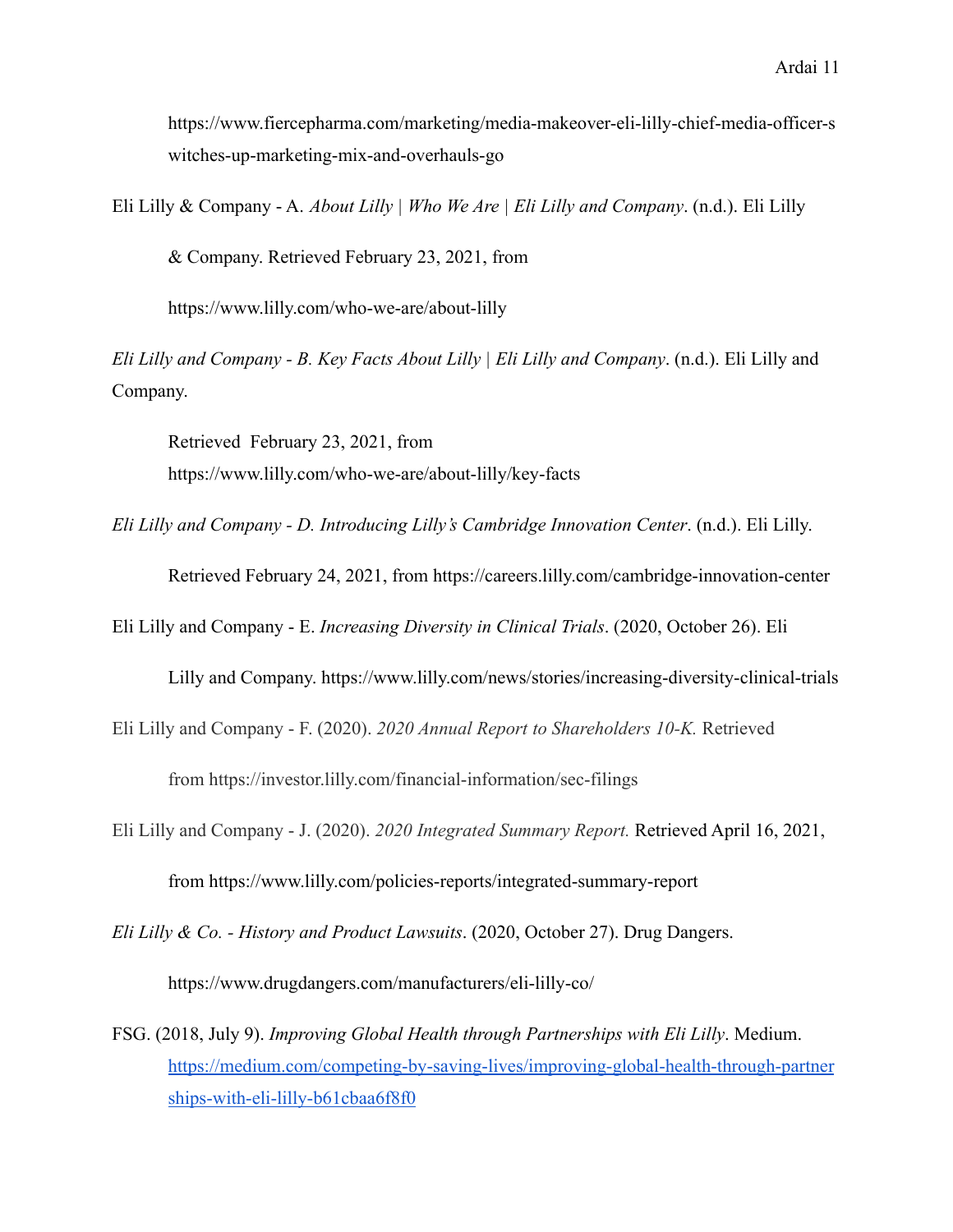https://www.fiercepharma.com/marketing/media-makeover-eli-lilly-chief-media-officer-switches-up-marketing-mix-and-overhauls-go

Eli Lilly & Company - A. *About Lilly | Who We Are | Eli Lilly and Company*. (n.d.). Eli Lilly & Company. Retrieved February 23, 2021, from https://www.lilly.com/who-we-are/about-lilly

*Eli Lilly and Company - B. Key Facts About Lilly | Eli Lilly and Company*. (n.d.). Eli Lilly and Company. Retrieved February 23, 2021, from https://www.lilly.com/who-we-are/about-lilly/key-facts

*Eli Lilly and Company - D. Introducing Lilly's Cambridge Innovation Center*. (n.d.). Eli Lilly. Retrieved February 24, 2021, from https://careers.lilly.com/cambridge-innovation-center

Eli Lilly and Company - E. *Increasing Diversity in Clinical Trials*. (2020, October 26). Eli Lilly and Company. https://www.lilly.com/news/stories/increasing-diversity-clinical-trials

Eli Lilly and Company - F. (2020). *2020 Annual Report to Shareholders 10-K.* Retrieved from https://investor.lilly.com/financial-information/sec-filings

Eli Lilly and Company - J. (2020). *2020 Integrated Summary Report.* Retrieved April 16, 2021, from https://www.lilly.com/policies-reports/integrated-summary-report

*Eli Lilly & Co. - History and Product Lawsuits*. (2020, October 27). Drug Dangers. https://www.drugdangers.com/manufacturers/eli-lilly-co/

FSG. (2018, July 9). *Improving Global Health through Partnerships with Eli Lilly*. Medium. https://medium.com/competing-by-saving-lives/improving-global-health-through-partnerships-with-eli-lilly-b61cbaa6f8f0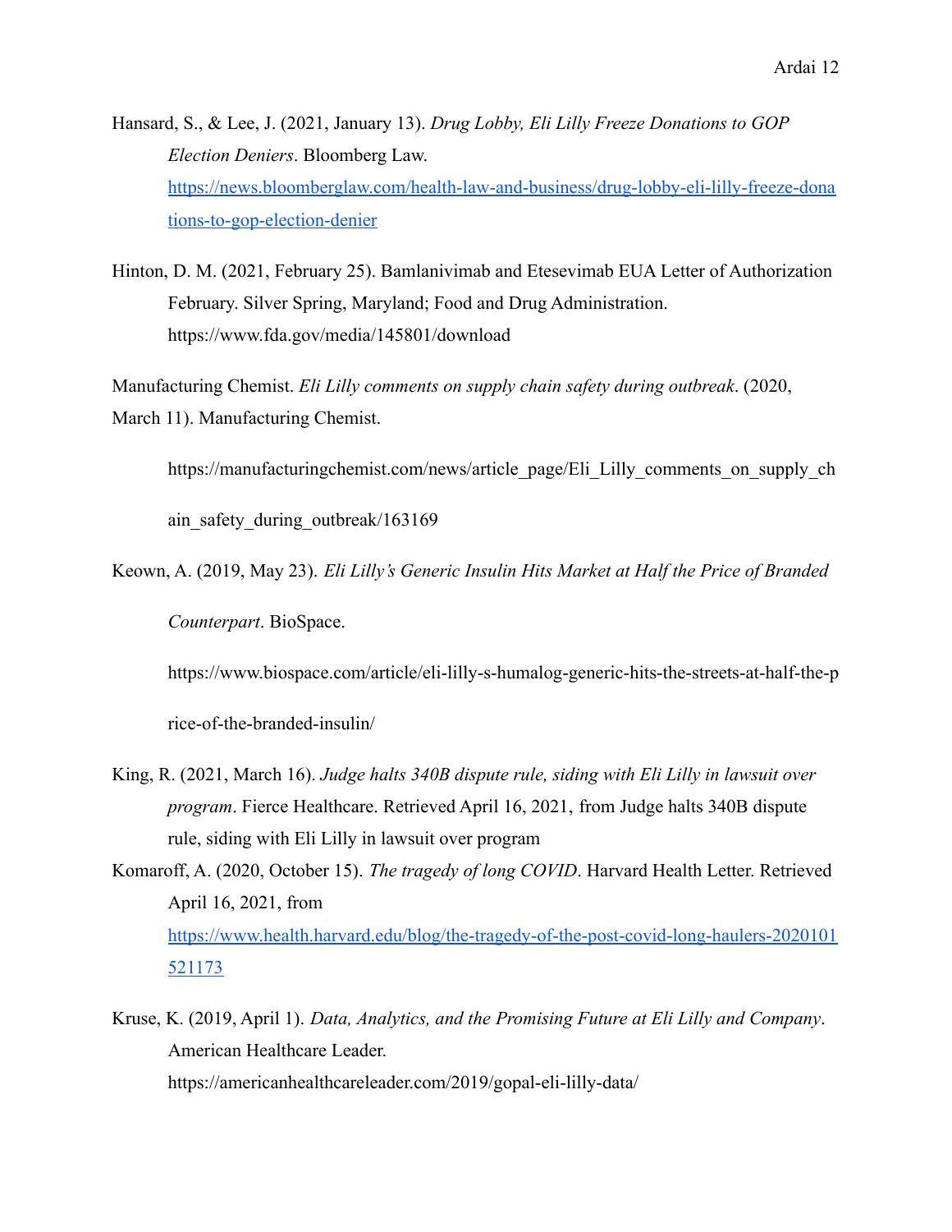Hansard, S., & Lee, J. (2021, January 13). *Drug Lobby, Eli Lilly Freeze Donations to GOP Election Deniers*. Bloomberg Law. https://news.bloomberglaw.com/health-law-and-business/drug-lobby-eli-lilly-freeze-donations-to-gop-election-denier

Hinton, D. M. (2021, February 25). Bamlanivimab and Etesevimab EUA Letter of Authorization February. Silver Spring, Maryland; Food and Drug Administration. https://www.fda.gov/media/145801/download

Manufacturing Chemist. *Eli Lilly comments on supply chain safety during outbreak*. (2020, March 11). Manufacturing Chemist.

https://manufacturingchemist.com/news/article_page/Eli_Lilly_comments_on_supply_chain_safety_during_outbreak/163169

Keown, A. (2019, May 23). *Eli Lilly's Generic Insulin Hits Market at Half the Price of Branded Counterpart*. BioSpace.

https://www.biospace.com/article/eli-lilly-s-humalog-generic-hits-the-streets-at-half-the-price-of-the-branded-insulin/

King, R. (2021, March 16). *Judge halts 340B dispute rule, siding with Eli Lilly in lawsuit over program*. Fierce Healthcare. Retrieved April 16, 2021, from Judge halts 340B dispute rule, siding with Eli Lilly in lawsuit over program

Komaroff, A. (2020, October 15). *The tragedy of long COVID*. Harvard Health Letter. Retrieved April 16, 2021, from https://www.health.harvard.edu/blog/the-tragedy-of-the-post-covid-long-haulers-2020101521173

Kruse, K. (2019, April 1). *Data, Analytics, and the Promising Future at Eli Lilly and Company*. American Healthcare Leader. https://americanhealthcareleader.com/2019/gopal-eli-lilly-data/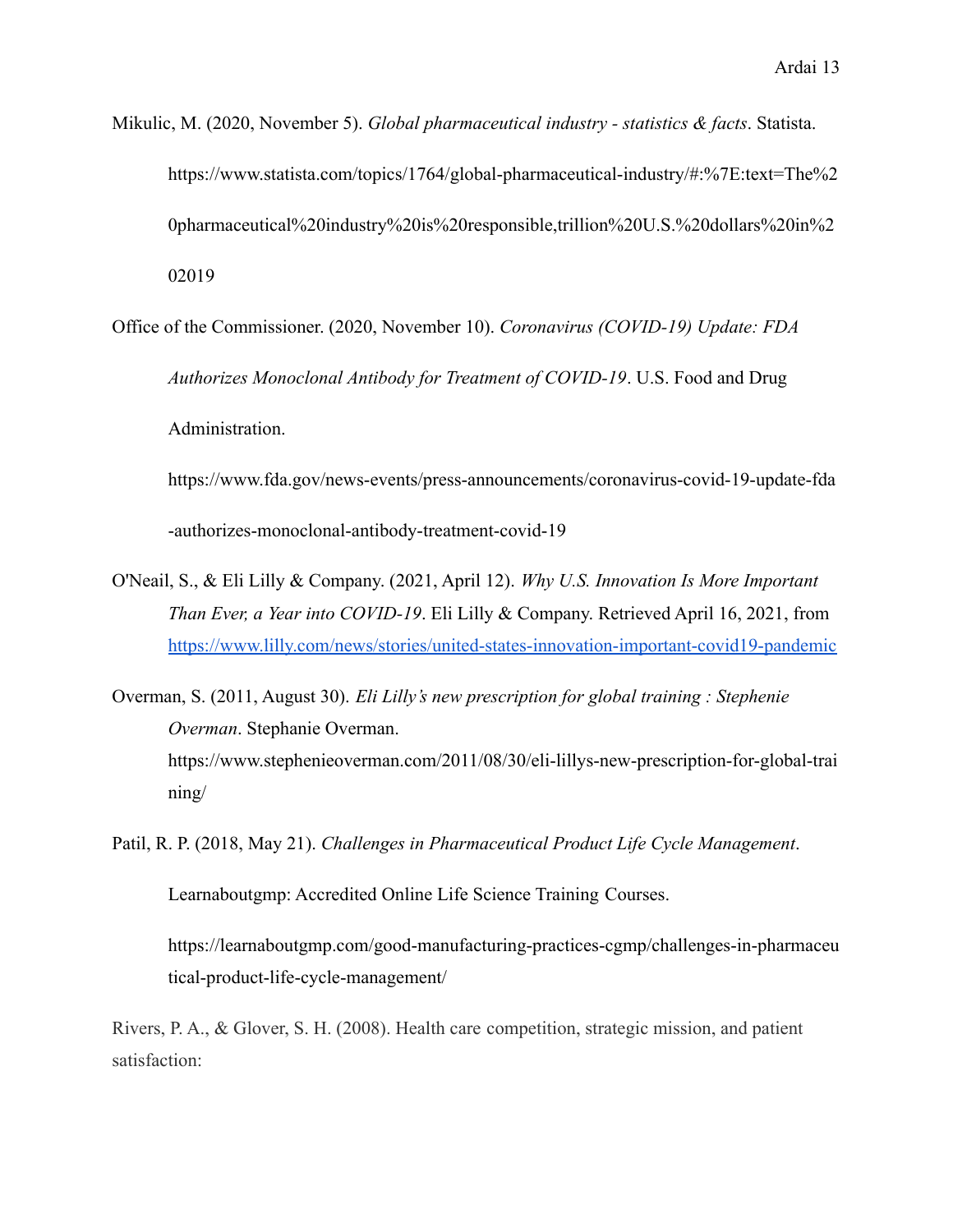Mikulic, M. (2020, November 5). *Global pharmaceutical industry - statistics & facts*. Statista. https://www.statista.com/topics/1764/global-pharmaceutical-industry/#:%7E:text=The%20pharmaceutical%20industry%20is%20responsible,trillion%20U.S.%20dollars%20in%202019

Office of the Commissioner. (2020, November 10). *Coronavirus (COVID-19) Update: FDA Authorizes Monoclonal Antibody for Treatment of COVID-19*. U.S. Food and Drug Administration. https://www.fda.gov/news-events/press-announcements/coronavirus-covid-19-update-fda-authorizes-monoclonal-antibody-treatment-covid-19

O'Neail, S., & Eli Lilly & Company. (2021, April 12). *Why U.S. Innovation Is More Important Than Ever, a Year into COVID-19*. Eli Lilly & Company. Retrieved April 16, 2021, from https://www.lilly.com/news/stories/united-states-innovation-important-covid19-pandemic

Overman, S. (2011, August 30). *Eli Lilly's new prescription for global training : Stephenie Overman*. Stephanie Overman. https://www.stephenieoverman.com/2011/08/30/eli-lillys-new-prescription-for-global-training/

Patil, R. P. (2018, May 21). *Challenges in Pharmaceutical Product Life Cycle Management*. Learnaboutgmp: Accredited Online Life Science Training Courses. https://learnaboutgmp.com/good-manufacturing-practices-cgmp/challenges-in-pharmaceutical-product-life-cycle-management/

Rivers, P. A., & Glover, S. H. (2008). Health care competition, strategic mission, and patient satisfaction: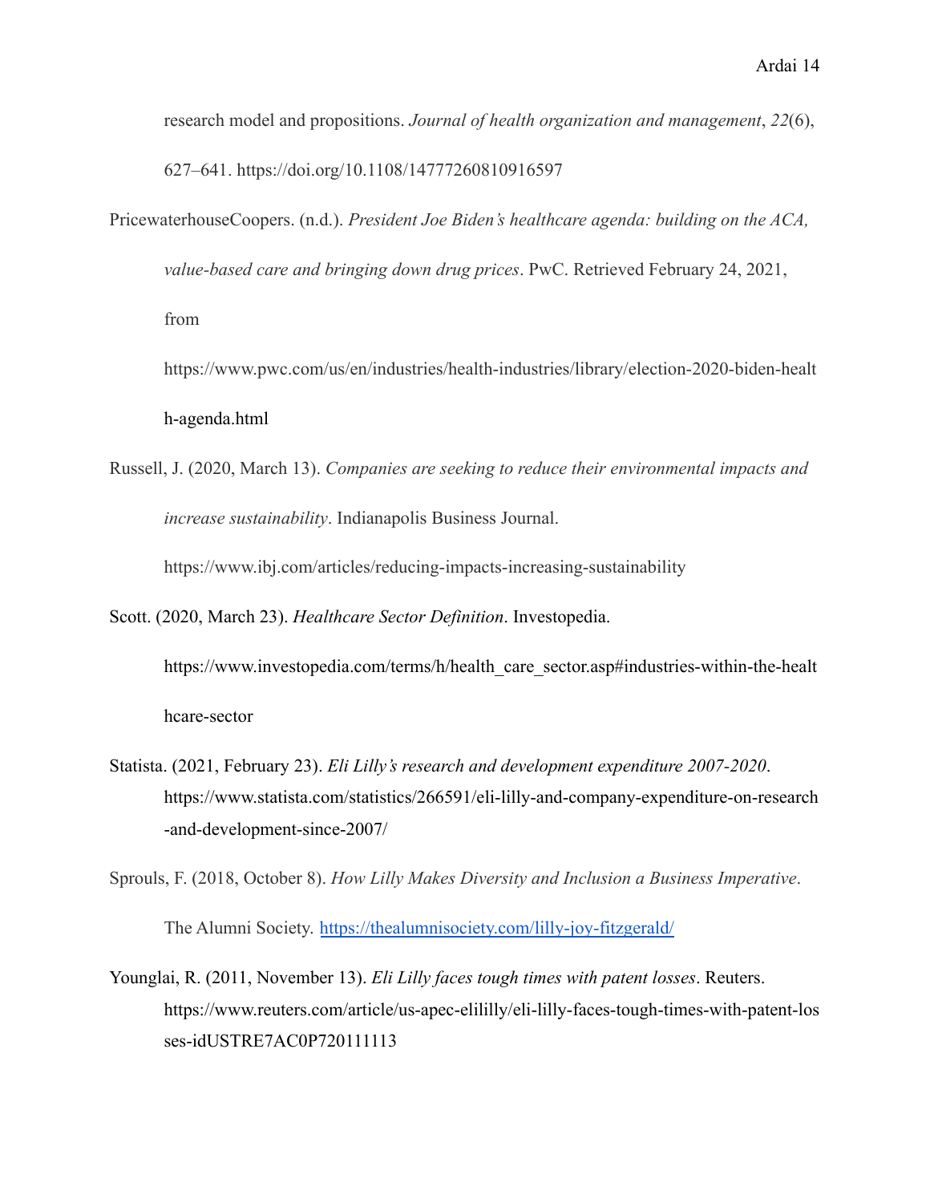research model and propositions. *Journal of health organization and management*, *22*(6), 627–641. https://doi.org/10.1108/14777260810916597

PricewaterhouseCoopers. (n.d.). *President Joe Biden's healthcare agenda: building on the ACA, value-based care and bringing down drug prices*. PwC. Retrieved February 24, 2021, from https://www.pwc.com/us/en/industries/health-industries/library/election-2020-biden-health-agenda.html

Russell, J. (2020, March 13). *Companies are seeking to reduce their environmental impacts and increase sustainability*. Indianapolis Business Journal. https://www.ibj.com/articles/reducing-impacts-increasing-sustainability

Scott. (2020, March 23). *Healthcare Sector Definition*. Investopedia. https://www.investopedia.com/terms/h/health_care_sector.asp#industries-within-the-healthcare-sector

Statista. (2021, February 23). *Eli Lilly's research and development expenditure 2007-2020*. https://www.statista.com/statistics/266591/eli-lilly-and-company-expenditure-on-research-and-development-since-2007/

Sprouls, F. (2018, October 8). *How Lilly Makes Diversity and Inclusion a Business Imperative*. The Alumni Society. https://thealumnisociety.com/lilly-joy-fitzgerald/

Younglai, R. (2011, November 13). *Eli Lilly faces tough times with patent losses*. Reuters. https://www.reuters.com/article/us-apec-elililly/eli-lilly-faces-tough-times-with-patent-losses-idUSTRE7AC0P720111113